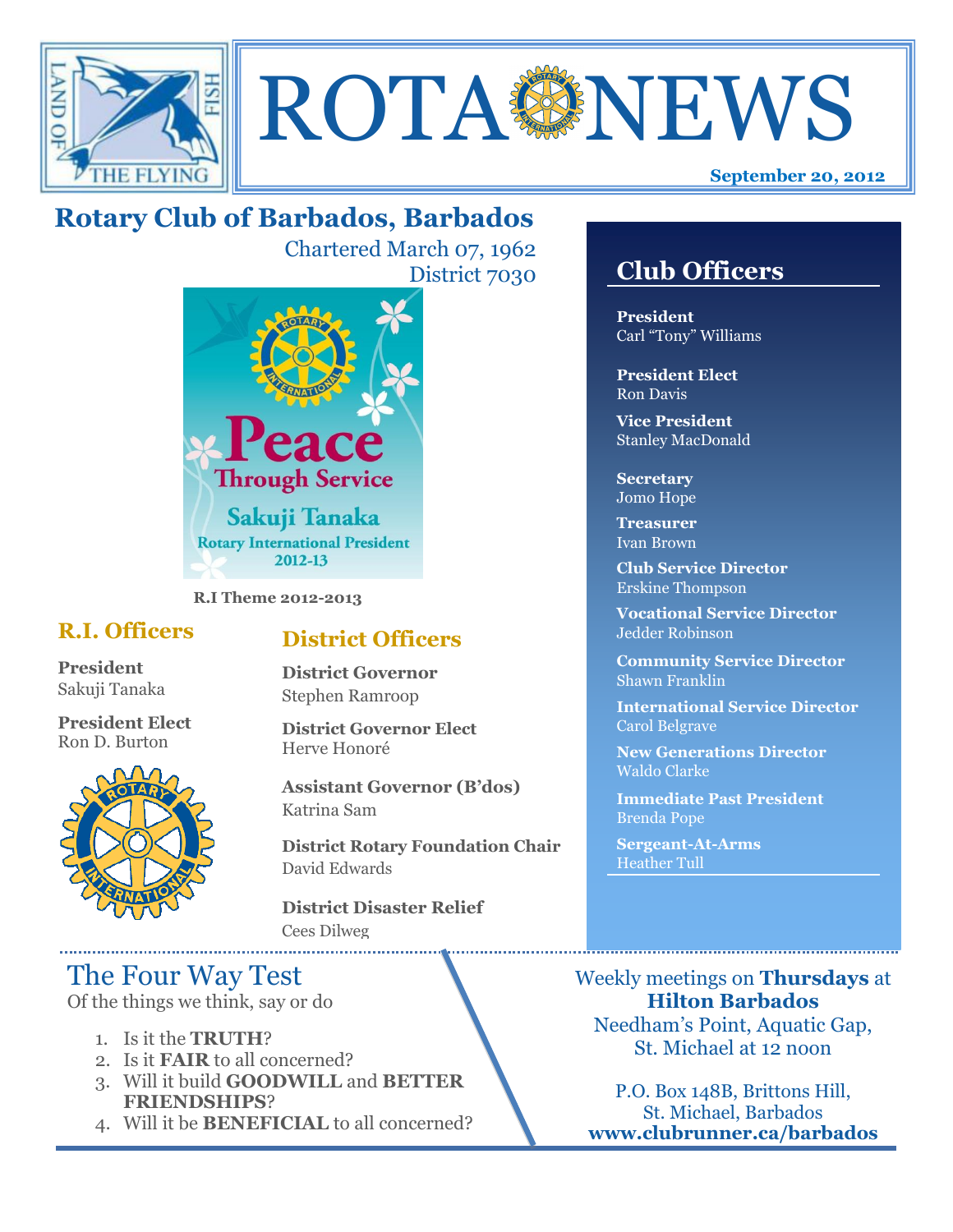# ROTA NEWS

**September 20, 2012**

## Rotary Club of Barbados, Barbados

Chartered March 07, 1962
District 7030

Peace Through Service
Sakuji Tanaka
Rotary International President
2012-13

**R.I Theme 2012-2013**

### R.I. Officers

**President**
Sakuji Tanaka

**President Elect**
Ron D. Burton

### District Officers

**District Governor**
Stephen Ramroop

**District Governor Elect**
Herve Honoré

**Assistant Governor (B'dos)**
Katrina Sam

**District Rotary Foundation Chair**
David Edwards

**District Disaster Relief**
Cees Dilweg

## Club Officers

**President**
Carl "Tony" Williams

**President Elect**
Ron Davis

**Vice President**
Stanley MacDonald

**Secretary**
Jomo Hope

**Treasurer**
Ivan Brown

**Club Service Director**
Erskine Thompson

**Vocational Service Director**
Jedder Robinson

**Community Service Director**
Shawn Franklin

**International Service Director**
Carol Belgrave

**New Generations Director**
Waldo Clarke

**Immediate Past President**
Brenda Pope

**Sergeant-At-Arms**
Heather Tull

## The Four Way Test

Of the things we think, say or do

1. Is it the **TRUTH**?
2. Is it **FAIR** to all concerned?
3. Will it build **GOODWILL** and **BETTER FRIENDSHIPS**?
4. Will it be **BENEFICIAL** to all concerned?

Weekly meetings on **Thursdays** at
**Hilton Barbados**
Needham's Point, Aquatic Gap,
St. Michael at 12 noon

P.O. Box 148B, Brittons Hill,
St. Michael, Barbados
**www.clubrunner.ca/barbados**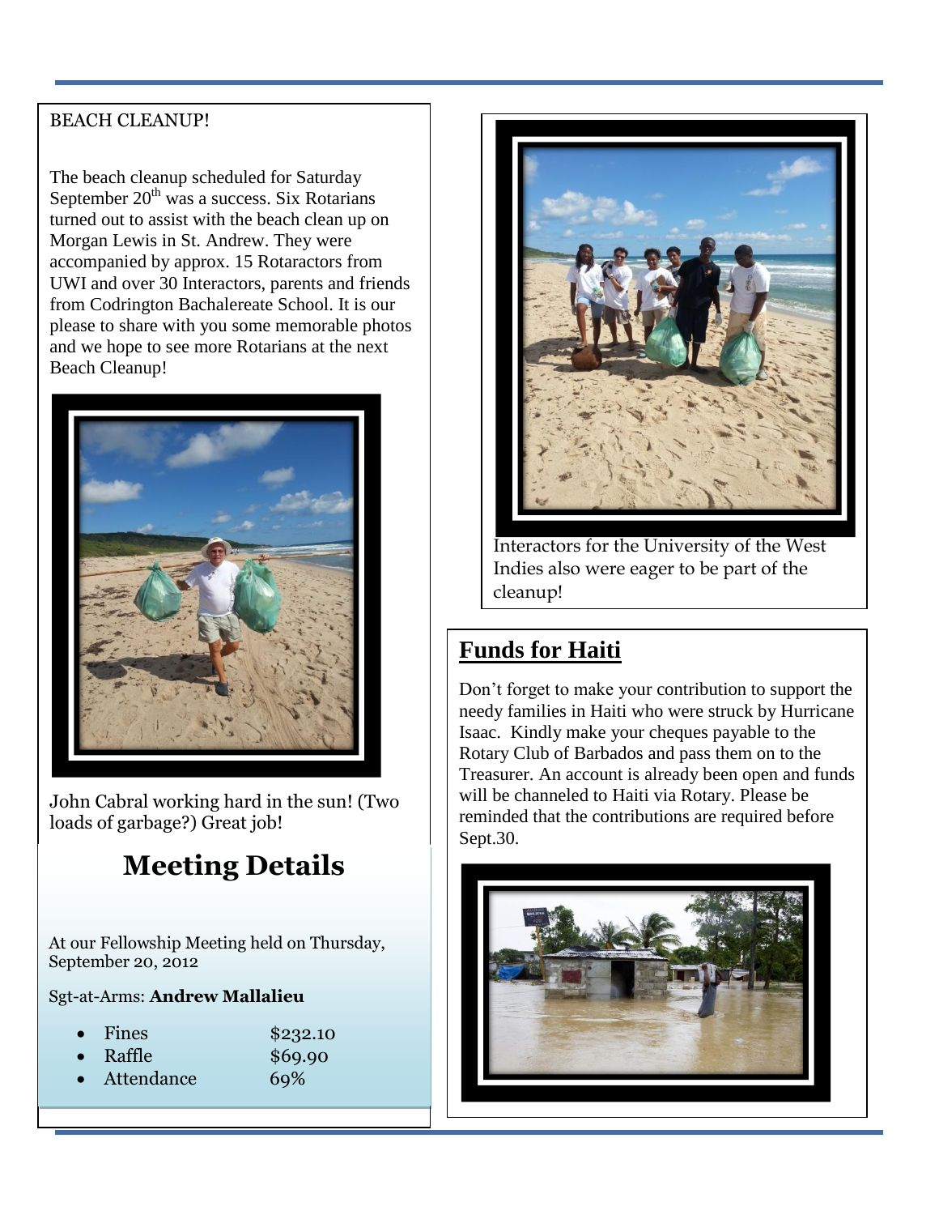## BEACH CLEANUP!

The beach cleanup scheduled for Saturday September 20th was a success. Six Rotarians turned out to assist with the beach clean up on Morgan Lewis in St. Andrew. They were accompanied by approx. 15 Rotaractors from UWI and over 30 Interactors, parents and friends from Codrington Bachalereate School. It is our please to share with you some memorable photos and we hope to see more Rotarians at the next Beach Cleanup!

John Cabral working hard in the sun! (Two loads of garbage?) Great job!

Interactors for the University of the West Indies also were eager to be part of the cleanup!

## Meeting Details

At our Fellowship Meeting held on Thursday, September 20, 2012

Sgt-at-Arms: **Andrew Mallalieu**

- Fines $232.10
- Raffle $69.90
- Attendance 69%

## Funds for Haiti

Don't forget to make your contribution to support the needy families in Haiti who were struck by Hurricane Isaac. Kindly make your cheques payable to the Rotary Club of Barbados and pass them on to the Treasurer. An account is already been open and funds will be channeled to Haiti via Rotary. Please be reminded that the contributions are required before Sept.30.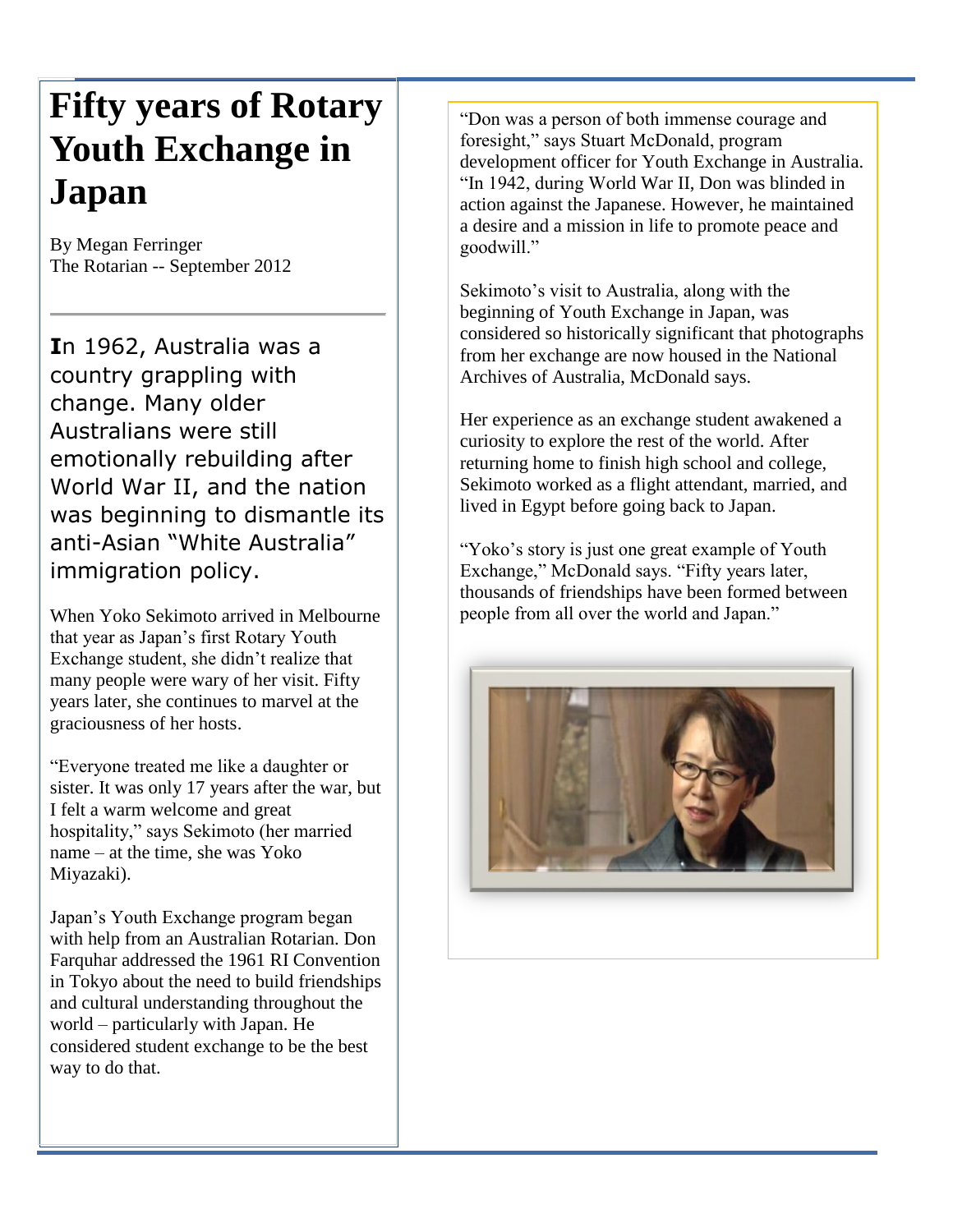# Fifty years of Rotary Youth Exchange in Japan

By Megan Ferringer
The Rotarian -- September 2012

---

**I**n 1962, Australia was a country grappling with change. Many older Australians were still emotionally rebuilding after World War II, and the nation was beginning to dismantle its anti-Asian "White Australia" immigration policy.

When Yoko Sekimoto arrived in Melbourne that year as Japan's first Rotary Youth Exchange student, she didn't realize that many people were wary of her visit. Fifty years later, she continues to marvel at the graciousness of her hosts.

"Everyone treated me like a daughter or sister. It was only 17 years after the war, but I felt a warm welcome and great hospitality," says Sekimoto (her married name – at the time, she was Yoko Miyazaki).

Japan's Youth Exchange program began with help from an Australian Rotarian. Don Farquhar addressed the 1961 RI Convention in Tokyo about the need to build friendships and cultural understanding throughout the world – particularly with Japan. He considered student exchange to be the best way to do that.

"Don was a person of both immense courage and foresight," says Stuart McDonald, program development officer for Youth Exchange in Australia. "In 1942, during World War II, Don was blinded in action against the Japanese. However, he maintained a desire and a mission in life to promote peace and goodwill."

Sekimoto's visit to Australia, along with the beginning of Youth Exchange in Japan, was considered so historically significant that photographs from her exchange are now housed in the National Archives of Australia, McDonald says.

Her experience as an exchange student awakened a curiosity to explore the rest of the world. After returning home to finish high school and college, Sekimoto worked as a flight attendant, married, and lived in Egypt before going back to Japan.

"Yoko's story is just one great example of Youth Exchange," McDonald says. "Fifty years later, thousands of friendships have been formed between people from all over the world and Japan."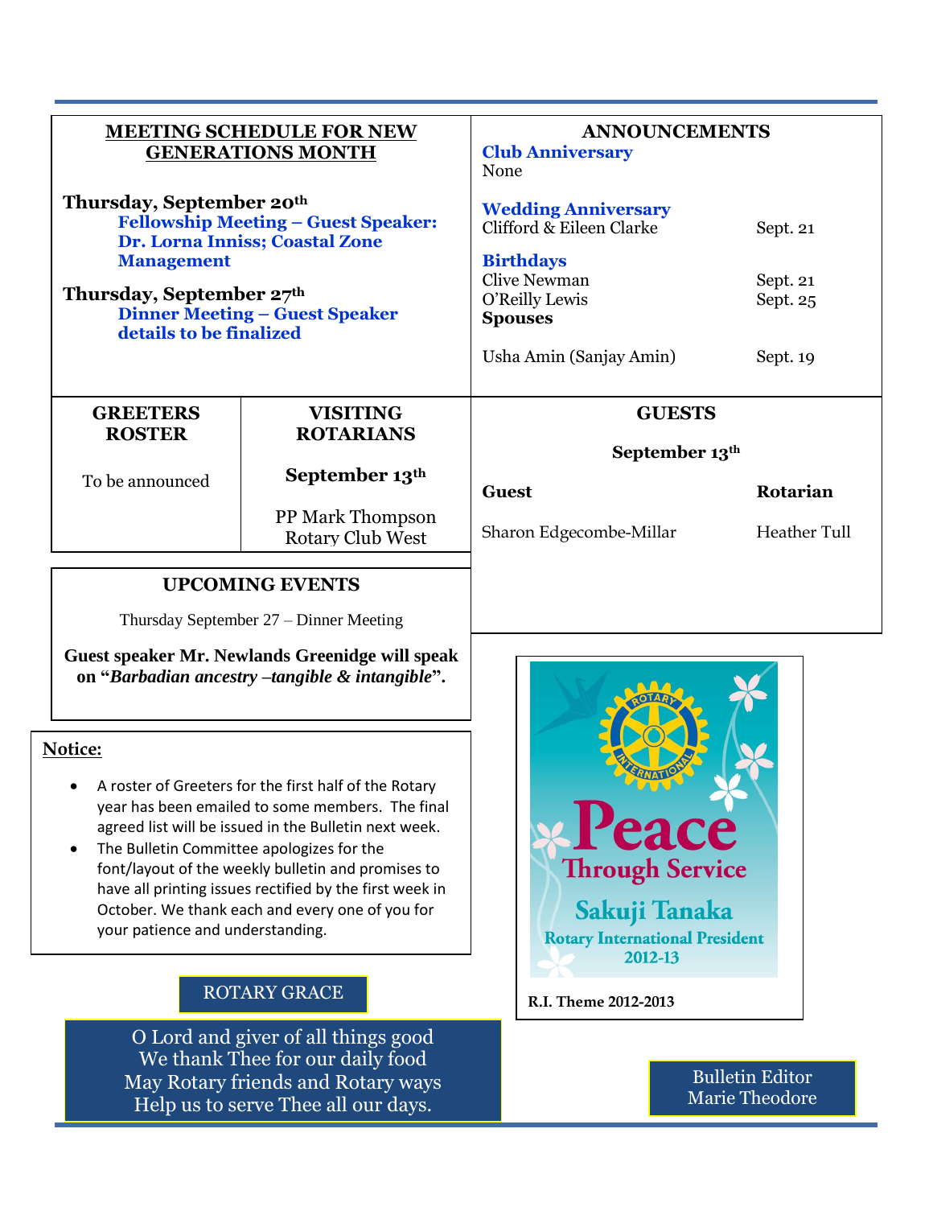## MEETING SCHEDULE FOR NEW GENERATIONS MONTH

**Thursday, September 20th**

**Fellowship Meeting – Guest Speaker: Dr. Lorna Inniss; Coastal Zone Management**

**Thursday, September 27th**

**Dinner Meeting – Guest Speaker details to be finalized**

## ANNOUNCEMENTS

**Club Anniversary**

None

**Wedding Anniversary**

| | |
|---|---|
| Clifford & Eileen Clarke | Sept. 21 |

**Birthdays**

| | |
|---|---|
| Clive Newman | Sept. 21 |
| O'Reilly Lewis | Sept. 25 |

**Spouses**

| | |
|---|---|
| Usha Amin (Sanjay Amin) | Sept. 19 |

## GREETERS ROSTER

To be announced

## VISITING ROTARIANS

**September 13th**

PP Mark Thompson
Rotary Club West

## GUESTS

**September 13th**

| Guest | Rotarian |
|---|---|
| Sharon Edgecombe-Millar | Heather Tull |

## UPCOMING EVENTS

Thursday September 27 – Dinner Meeting

**Guest speaker Mr. Newlands Greenidge will speak on "*Barbadian ancestry –tangible & intangible*".**

**Notice:**

- A roster of Greeters for the first half of the Rotary year has been emailed to some members. The final agreed list will be issued in the Bulletin next week.
- The Bulletin Committee apologizes for the font/layout of the weekly bulletin and promises to have all printing issues rectified by the first week in October. We thank each and every one of you for your patience and understanding.

Peace Through Service
Sakuji Tanaka
Rotary International President
2012-13

**R.I. Theme 2012-2013**

## ROTARY GRACE

O Lord and giver of all things good
We thank Thee for our daily food
May Rotary friends and Rotary ways
Help us to serve Thee all our days.

Bulletin Editor
Marie Theodore